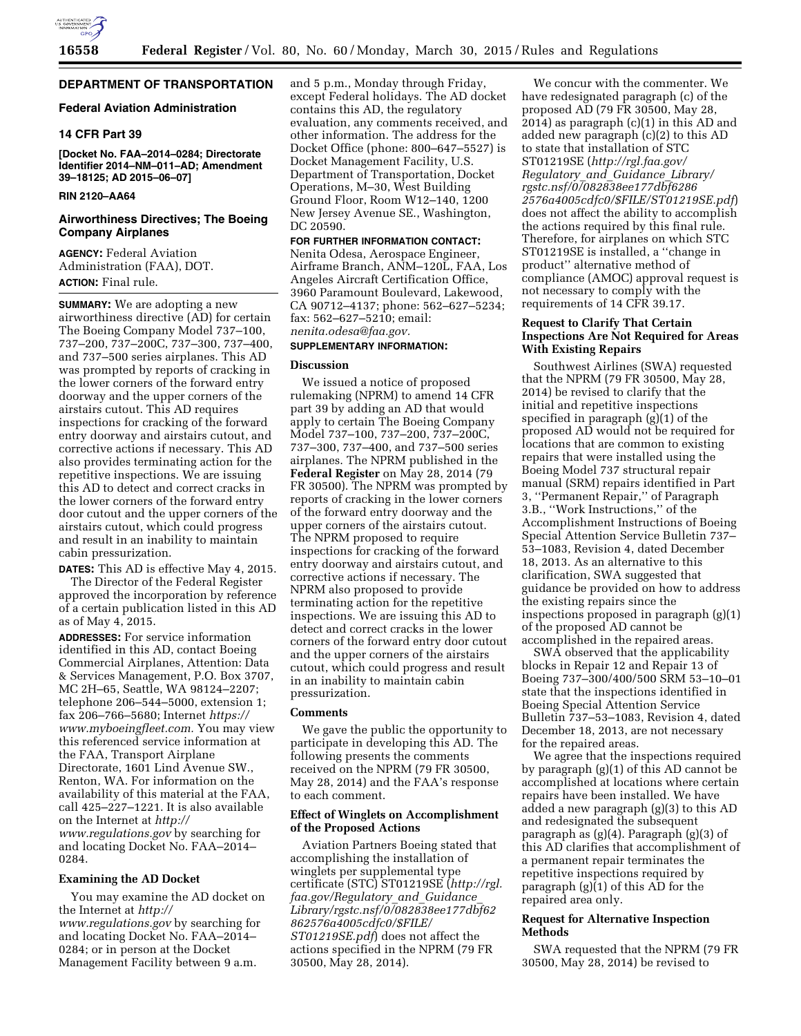# DEPARTMENT OF TRANSPORTATION

## Federal Aviation Administration

### 14 CFR Part 39

**[Docket No. FAA–2014–0284; Directorate Identifier 2014–NM–011–AD; Amendment 39–18125; AD 2015–06–07]**

**RIN 2120–AA64**

## Airworthiness Directives; The Boeing Company Airplanes

**AGENCY:** Federal Aviation Administration (FAA), DOT.

**ACTION:** Final rule.

**SUMMARY:** We are adopting a new airworthiness directive (AD) for certain The Boeing Company Model 737–100, 737–200, 737–200C, 737–300, 737–400, and 737–500 series airplanes. This AD was prompted by reports of cracking in the lower corners of the forward entry doorway and the upper corners of the airstairs cutout. This AD requires inspections for cracking of the forward entry doorway and airstairs cutout, and corrective actions if necessary. This AD also provides terminating action for the repetitive inspections. We are issuing this AD to detect and correct cracks in the lower corners of the forward entry door cutout and the upper corners of the airstairs cutout, which could progress and result in an inability to maintain cabin pressurization.

**DATES:** This AD is effective May 4, 2015.

The Director of the Federal Register approved the incorporation by reference of a certain publication listed in this AD as of May 4, 2015.

**ADDRESSES:** For service information identified in this AD, contact Boeing Commercial Airplanes, Attention: Data & Services Management, P.O. Box 3707, MC 2H–65, Seattle, WA 98124–2207; telephone 206–544–5000, extension 1; fax 206–766–5680; Internet *https://www.myboeingfleet.com.* You may view this referenced service information at the FAA, Transport Airplane Directorate, 1601 Lind Avenue SW., Renton, WA. For information on the availability of this material at the FAA, call 425–227–1221. It is also available on the Internet at *http://www.regulations.gov* by searching for and locating Docket No. FAA–2014–0284.

### Examining the AD Docket

You may examine the AD docket on the Internet at *http://www.regulations.gov* by searching for and locating Docket No. FAA–2014–0284; or in person at the Docket Management Facility between 9 a.m. and 5 p.m., Monday through Friday, except Federal holidays. The AD docket contains this AD, the regulatory evaluation, any comments received, and other information. The address for the Docket Office (phone: 800–647–5527) is Docket Management Facility, U.S. Department of Transportation, Docket Operations, M–30, West Building Ground Floor, Room W12–140, 1200 New Jersey Avenue SE., Washington, DC 20590.

**FOR FURTHER INFORMATION CONTACT:** Nenita Odesa, Aerospace Engineer, Airframe Branch, ANM–120L, FAA, Los Angeles Aircraft Certification Office, 3960 Paramount Boulevard, Lakewood, CA 90712–4137; phone: 562–627–5234; fax: 562–627–5210; email: *nenita.odesa@faa.gov.*

**SUPPLEMENTARY INFORMATION:**

### Discussion

We issued a notice of proposed rulemaking (NPRM) to amend 14 CFR part 39 by adding an AD that would apply to certain The Boeing Company Model 737–100, 737–200, 737–200C, 737–300, 737–400, and 737–500 series airplanes. The NPRM published in the **Federal Register** on May 28, 2014 (79 FR 30500). The NPRM was prompted by reports of cracking in the lower corners of the forward entry doorway and the upper corners of the airstairs cutout. The NPRM proposed to require inspections for cracking of the forward entry doorway and airstairs cutout, and corrective actions if necessary. The NPRM also proposed to provide terminating action for the repetitive inspections. We are issuing this AD to detect and correct cracks in the lower corners of the forward entry door cutout and the upper corners of the airstairs cutout, which could progress and result in an inability to maintain cabin pressurization.

### Comments

We gave the public the opportunity to participate in developing this AD. The following presents the comments received on the NPRM (79 FR 30500, May 28, 2014) and the FAA's response to each comment.

### Effect of Winglets on Accomplishment of the Proposed Actions

Aviation Partners Boeing stated that accomplishing the installation of winglets per supplemental type certificate (STC) ST01219SE (*http://rgl.faa.gov/Regulatory_and_Guidance_Library/rgstc.nsf/0/082838ee177dbf62862576a4005cdfc0/$FILE/ST01219SE.pdf*) does not affect the actions specified in the NPRM (79 FR 30500, May 28, 2014).

We concur with the commenter. We have redesignated paragraph (c) of the proposed AD (79 FR 30500, May 28, 2014) as paragraph (c)(1) in this AD and added new paragraph (c)(2) to this AD to state that installation of STC ST01219SE (*http://rgl.faa.gov/Regulatory_and_Guidance_Library/rgstc.nsf/0/082838ee177dbf62862576a4005cdfc0/$FILE/ST01219SE.pdf*) does not affect the ability to accomplish the actions required by this final rule. Therefore, for airplanes on which STC ST01219SE is installed, a "change in product" alternative method of compliance (AMOC) approval request is not necessary to comply with the requirements of 14 CFR 39.17.

### Request to Clarify That Certain Inspections Are Not Required for Areas With Existing Repairs

Southwest Airlines (SWA) requested that the NPRM (79 FR 30500, May 28, 2014) be revised to clarify that the initial and repetitive inspections specified in paragraph (g)(1) of the proposed AD would not be required for locations that are common to existing repairs that were installed using the Boeing Model 737 structural repair manual (SRM) repairs identified in Part 3, "Permanent Repair," of Paragraph 3.B., "Work Instructions," of the Accomplishment Instructions of Boeing Special Attention Service Bulletin 737–53–1083, Revision 4, dated December 18, 2013. As an alternative to this clarification, SWA suggested that guidance be provided on how to address the existing repairs since the inspections proposed in paragraph (g)(1) of the proposed AD cannot be accomplished in the repaired areas.

SWA observed that the applicability blocks in Repair 12 and Repair 13 of Boeing 737–300/400/500 SRM 53–10–01 state that the inspections identified in Boeing Special Attention Service Bulletin 737–53–1083, Revision 4, dated December 18, 2013, are not necessary for the repaired areas.

We agree that the inspections required by paragraph (g)(1) of this AD cannot be accomplished at locations where certain repairs have been installed. We have added a new paragraph (g)(3) to this AD and redesignated the subsequent paragraph as (g)(4). Paragraph (g)(3) of this AD clarifies that accomplishment of a permanent repair terminates the repetitive inspections required by paragraph (g)(1) of this AD for the repaired area only.

### Request for Alternative Inspection Methods

SWA requested that the NPRM (79 FR 30500, May 28, 2014) be revised to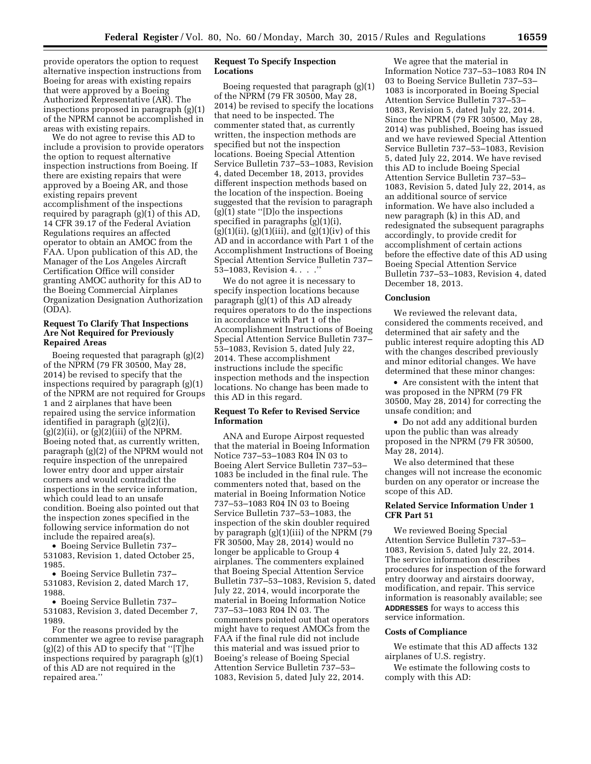provide operators the option to request alternative inspection instructions from Boeing for areas with existing repairs that were approved by a Boeing Authorized Representative (AR). The inspections proposed in paragraph (g)(1) of the NPRM cannot be accomplished in areas with existing repairs.

We do not agree to revise this AD to include a provision to provide operators the option to request alternative inspection instructions from Boeing. If there are existing repairs that were approved by a Boeing AR, and those existing repairs prevent accomplishment of the inspections required by paragraph (g)(1) of this AD, 14 CFR 39.17 of the Federal Aviation Regulations requires an affected operator to obtain an AMOC from the FAA. Upon publication of this AD, the Manager of the Los Angeles Aircraft Certification Office will consider granting AMOC authority for this AD to the Boeing Commercial Airplanes Organization Designation Authorization (ODA).

### Request To Clarify That Inspections Are Not Required for Previously Repaired Areas

Boeing requested that paragraph (g)(2) of the NPRM (79 FR 30500, May 28, 2014) be revised to specify that the inspections required by paragraph (g)(1) of the NPRM are not required for Groups 1 and 2 airplanes that have been repaired using the service information identified in paragraph (g)(2)(i), (g)(2)(ii), or (g)(2)(iii) of the NPRM. Boeing noted that, as currently written, paragraph (g)(2) of the NPRM would not require inspection of the unrepaired lower entry door and upper airstair corners and would contradict the inspections in the service information, which could lead to an unsafe condition. Boeing also pointed out that the inspection zones specified in the following service information do not include the repaired area(s).

- Boeing Service Bulletin 737–531083, Revision 1, dated October 25, 1985.
- Boeing Service Bulletin 737–531083, Revision 2, dated March 17, 1988.
- Boeing Service Bulletin 737–531083, Revision 3, dated December 7, 1989.

For the reasons provided by the commenter we agree to revise paragraph (g)(2) of this AD to specify that ''[T]he inspections required by paragraph (g)(1) of this AD are not required in the repaired area.''

### Request To Specify Inspection Locations

Boeing requested that paragraph (g)(1) of the NPRM (79 FR 30500, May 28, 2014) be revised to specify the locations that need to be inspected. The commenter stated that, as currently written, the inspection methods are specified but not the inspection locations. Boeing Special Attention Service Bulletin 737–53–1083, Revision 4, dated December 18, 2013, provides different inspection methods based on the location of the inspection. Boeing suggested that the revision to paragraph (g)(1) state ''[D]o the inspections specified in paragraphs (g)(1)(i), (g)(1)(ii), (g)(1)(iii), and (g)(1)(iv) of this AD and in accordance with Part 1 of the Accomplishment Instructions of Boeing Special Attention Service Bulletin 737–53–1083, Revision 4. . . .''

We do not agree it is necessary to specify inspection locations because paragraph (g)(1) of this AD already requires operators to do the inspections in accordance with Part 1 of the Accomplishment Instructions of Boeing Special Attention Service Bulletin 737–53–1083, Revision 5, dated July 22, 2014. These accomplishment instructions include the specific inspection methods and the inspection locations. No change has been made to this AD in this regard.

### Request To Refer to Revised Service Information

ANA and Europe Airpost requested that the material in Boeing Information Notice 737–53–1083 R04 IN 03 to Boeing Alert Service Bulletin 737–53–1083 be included in the final rule. The commenters noted that, based on the material in Boeing Information Notice 737–53–1083 R04 IN 03 to Boeing Service Bulletin 737–53–1083, the inspection of the skin doubler required by paragraph (g)(1)(iii) of the NPRM (79 FR 30500, May 28, 2014) would no longer be applicable to Group 4 airplanes. The commenters explained that Boeing Special Attention Service Bulletin 737–53–1083, Revision 5, dated July 22, 2014, would incorporate the material in Boeing Information Notice 737–53–1083 R04 IN 03. The commenters pointed out that operators might have to request AMOCs from the FAA if the final rule did not include this material and was issued prior to Boeing's release of Boeing Special Attention Service Bulletin 737–53–1083, Revision 5, dated July 22, 2014.

We agree that the material in Information Notice 737–53–1083 R04 IN 03 to Boeing Service Bulletin 737–53–1083 is incorporated in Boeing Special Attention Service Bulletin 737–53–1083, Revision 5, dated July 22, 2014. Since the NPRM (79 FR 30500, May 28, 2014) was published, Boeing has issued and we have reviewed Special Attention Service Bulletin 737–53–1083, Revision 5, dated July 22, 2014. We have revised this AD to include Boeing Special Attention Service Bulletin 737–53–1083, Revision 5, dated July 22, 2014, as an additional source of service information. We have also included a new paragraph (k) in this AD, and redesignated the subsequent paragraphs accordingly, to provide credit for accomplishment of certain actions before the effective date of this AD using Boeing Special Attention Service Bulletin 737–53–1083, Revision 4, dated December 18, 2013.

### Conclusion

We reviewed the relevant data, considered the comments received, and determined that air safety and the public interest require adopting this AD with the changes described previously and minor editorial changes. We have determined that these minor changes:

- Are consistent with the intent that was proposed in the NPRM (79 FR 30500, May 28, 2014) for correcting the unsafe condition; and
- Do not add any additional burden upon the public than was already proposed in the NPRM (79 FR 30500, May 28, 2014).

We also determined that these changes will not increase the economic burden on any operator or increase the scope of this AD.

### Related Service Information Under 1 CFR Part 51

We reviewed Boeing Special Attention Service Bulletin 737–53–1083, Revision 5, dated July 22, 2014. The service information describes procedures for inspection of the forward entry doorway and airstairs doorway, modification, and repair. This service information is reasonably available; see **ADDRESSES** for ways to access this service information.

### Costs of Compliance

We estimate that this AD affects 132 airplanes of U.S. registry.

We estimate the following costs to comply with this AD: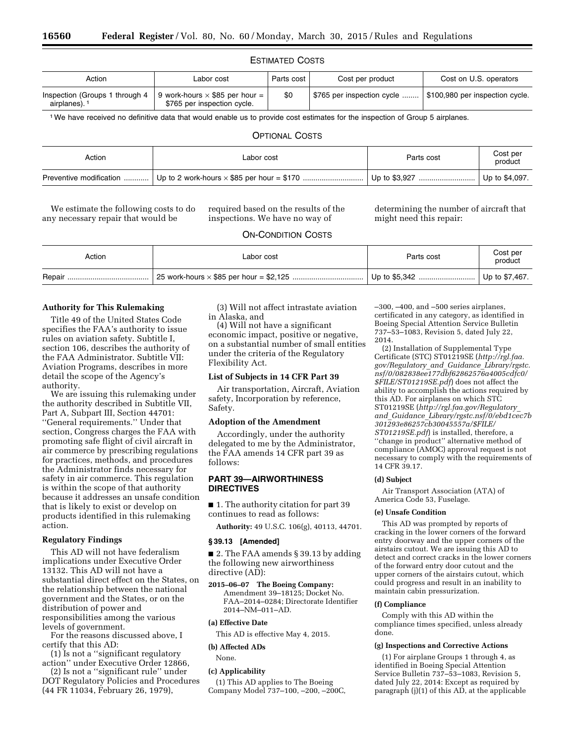### ESTIMATED COSTS

| Action | Labor cost | Parts cost | Cost per product | Cost on U.S. operators |
|---|---|---|---|---|
| Inspection (Groups 1 through 4 airplanes). [1] | 9 work-hours × $85 per hour = $765 per inspection cycle. | $0 | $765 per inspection cycle | $100,980 per inspection cycle. |

[1] We have received no definitive data that would enable us to provide cost estimates for the inspection of Group 5 airplanes.

### OPTIONAL COSTS

| Action | Labor cost | Parts cost | Cost per product |
|---|---|---|---|
| Preventive modification | Up to 2 work-hours × $85 per hour = $170 | Up to $3,927 | Up to $4,097. |

We estimate the following costs to do any necessary repair that would be required based on the results of the inspections. We have no way of determining the number of aircraft that might need this repair:

### ON-CONDITION COSTS

| Action | Labor cost | Parts cost | Cost per product |
|---|---|---|---|
| Repair | 25 work-hours × $85 per hour = $2,125 | Up to $5,342 | Up to $7,467. |

## Authority for This Rulemaking

Title 49 of the United States Code specifies the FAA's authority to issue rules on aviation safety. Subtitle I, section 106, describes the authority of the FAA Administrator. Subtitle VII: Aviation Programs, describes in more detail the scope of the Agency's authority.

We are issuing this rulemaking under the authority described in Subtitle VII, Part A, Subpart III, Section 44701: "General requirements." Under that section, Congress charges the FAA with promoting safe flight of civil aircraft in air commerce by prescribing regulations for practices, methods, and procedures the Administrator finds necessary for safety in air commerce. This regulation is within the scope of that authority because it addresses an unsafe condition that is likely to exist or develop on products identified in this rulemaking action.

## Regulatory Findings

This AD will not have federalism implications under Executive Order 13132. This AD will not have a substantial direct effect on the States, on the relationship between the national government and the States, or on the distribution of power and responsibilities among the various levels of government.

For the reasons discussed above, I certify that this AD:

(1) Is not a "significant regulatory action" under Executive Order 12866,

(2) Is not a "significant rule" under DOT Regulatory Policies and Procedures (44 FR 11034, February 26, 1979),

(3) Will not affect intrastate aviation in Alaska, and

(4) Will not have a significant economic impact, positive or negative, on a substantial number of small entities under the criteria of the Regulatory Flexibility Act.

## List of Subjects in 14 CFR Part 39

Air transportation, Aircraft, Aviation safety, Incorporation by reference, Safety.

## Adoption of the Amendment

Accordingly, under the authority delegated to me by the Administrator, the FAA amends 14 CFR part 39 as follows:

## PART 39—AIRWORTHINESS DIRECTIVES

■ 1. The authority citation for part 39 continues to read as follows:

**Authority:** 49 U.S.C. 106(g), 40113, 44701.

### § 39.13 [Amended]

■ 2. The FAA amends § 39.13 by adding the following new airworthiness directive (AD):

**2015–06–07 The Boeing Company:** Amendment 39–18125; Docket No. FAA–2014–0284; Directorate Identifier 2014–NM–011–AD.

**(a) Effective Date**

This AD is effective May 4, 2015.

**(b) Affected ADs**

None.

**(c) Applicability**

(1) This AD applies to The Boeing Company Model 737–100, –200, –200C, –300, –400, and –500 series airplanes, certificated in any category, as identified in Boeing Special Attention Service Bulletin 737–53–1083, Revision 5, dated July 22, 2014.

(2) Installation of Supplemental Type Certificate (STC) ST01219SE (*http://rgl.faa.gov/Regulatory_and_Guidance_Library/rgstc.nsf/0/082838ee177dbf62862576a4005cdfc0/$FILE/ST01219SE.pdf*) does not affect the ability to accomplish the actions required by this AD. For airplanes on which STC ST01219SE (*http://rgl.faa.gov/Regulatory_and_Guidance_Library/rgstc.nsf/0/ebd1cec7b301293e86257cb30045557a/$FILE/ST01219SE.pdf*) is installed, therefore, a "change in product" alternative method of compliance (AMOC) approval request is not necessary to comply with the requirements of 14 CFR 39.17.

**(d) Subject**

Air Transport Association (ATA) of America Code 53, Fuselage.

**(e) Unsafe Condition**

This AD was prompted by reports of cracking in the lower corners of the forward entry doorway and the upper corners of the airstairs cutout. We are issuing this AD to detect and correct cracks in the lower corners of the forward entry door cutout and the upper corners of the airstairs cutout, which could progress and result in an inability to maintain cabin pressurization.

**(f) Compliance**

Comply with this AD within the compliance times specified, unless already done.

**(g) Inspections and Corrective Actions**

(1) For airplane Groups 1 through 4, as identified in Boeing Special Attention Service Bulletin 737–53–1083, Revision 5, dated July 22, 2014: Except as required by paragraph (j)(1) of this AD, at the applicable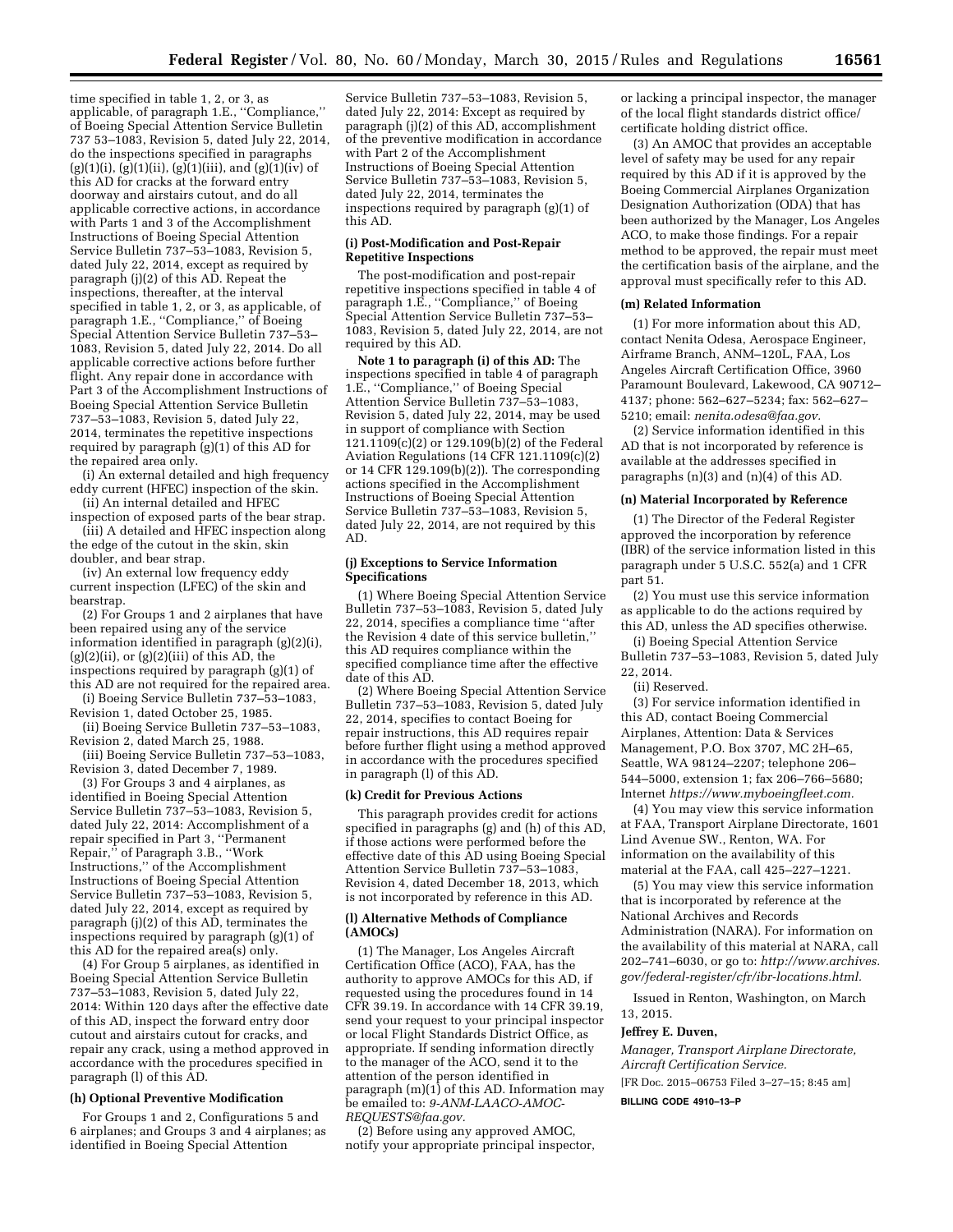time specified in table 1, 2, or 3, as applicable, of paragraph 1.E., "Compliance," of Boeing Special Attention Service Bulletin 737 53–1083, Revision 5, dated July 22, 2014, do the inspections specified in paragraphs (g)(1)(i), (g)(1)(ii), (g)(1)(iii), and (g)(1)(iv) of this AD for cracks at the forward entry doorway and airstairs cutout, and do all applicable corrective actions, in accordance with Parts 1 and 3 of the Accomplishment Instructions of Boeing Special Attention Service Bulletin 737–53–1083, Revision 5, dated July 22, 2014, except as required by paragraph (j)(2) of this AD. Repeat the inspections, thereafter, at the interval specified in table 1, 2, or 3, as applicable, of paragraph 1.E., "Compliance," of Boeing Special Attention Service Bulletin 737–53–1083, Revision 5, dated July 22, 2014. Do all applicable corrective actions before further flight. Any repair done in accordance with Part 3 of the Accomplishment Instructions of Boeing Special Attention Service Bulletin 737–53–1083, Revision 5, dated July 22, 2014, terminates the repetitive inspections required by paragraph (g)(1) of this AD for the repaired area only.

(i) An external detailed and high frequency eddy current (HFEC) inspection of the skin.

(ii) An internal detailed and HFEC inspection of exposed parts of the bear strap.

(iii) A detailed and HFEC inspection along the edge of the cutout in the skin, skin doubler, and bear strap.

(iv) An external low frequency eddy current inspection (LFEC) of the skin and bearstrap.

(2) For Groups 1 and 2 airplanes that have been repaired using any of the service information identified in paragraph (g)(2)(i), (g)(2)(ii), or (g)(2)(iii) of this AD, the inspections required by paragraph (g)(1) of this AD are not required for the repaired area.

(i) Boeing Service Bulletin 737–53–1083, Revision 1, dated October 25, 1985.

(ii) Boeing Service Bulletin 737–53–1083, Revision 2, dated March 25, 1988.

(iii) Boeing Service Bulletin 737–53–1083, Revision 3, dated December 7, 1989.

(3) For Groups 3 and 4 airplanes, as identified in Boeing Special Attention Service Bulletin 737–53–1083, Revision 5, dated July 22, 2014: Accomplishment of a repair specified in Part 3, "Permanent Repair," of Paragraph 3.B., "Work Instructions," of the Accomplishment Instructions of Boeing Special Attention Service Bulletin 737–53–1083, Revision 5, dated July 22, 2014, except as required by paragraph (j)(2) of this AD, terminates the inspections required by paragraph (g)(1) of this AD for the repaired area(s) only.

(4) For Group 5 airplanes, as identified in Boeing Special Attention Service Bulletin 737–53–1083, Revision 5, dated July 22, 2014: Within 120 days after the effective date of this AD, inspect the forward entry door cutout and airstairs cutout for cracks, and repair any crack, using a method approved in accordance with the procedures specified in paragraph (l) of this AD.

**(h) Optional Preventive Modification**

For Groups 1 and 2, Configurations 5 and 6 airplanes; and Groups 3 and 4 airplanes; as identified in Boeing Special Attention Service Bulletin 737–53–1083, Revision 5, dated July 22, 2014: Except as required by paragraph (j)(2) of this AD, accomplishment of the preventive modification in accordance with Part 2 of the Accomplishment Instructions of Boeing Special Attention Service Bulletin 737–53–1083, Revision 5, dated July 22, 2014, terminates the inspections required by paragraph (g)(1) of this AD.

**(i) Post-Modification and Post-Repair Repetitive Inspections**

The post-modification and post-repair repetitive inspections specified in table 4 of paragraph 1.E., "Compliance," of Boeing Special Attention Service Bulletin 737–53–1083, Revision 5, dated July 22, 2014, are not required by this AD.

**Note 1 to paragraph (i) of this AD:** The inspections specified in table 4 of paragraph 1.E., "Compliance," of Boeing Special Attention Service Bulletin 737–53–1083, Revision 5, dated July 22, 2014, may be used in support of compliance with Section 121.1109(c)(2) or 129.109(b)(2) of the Federal Aviation Regulations (14 CFR 121.1109(c)(2) or 14 CFR 129.109(b)(2)). The corresponding actions specified in the Accomplishment Instructions of Boeing Special Attention Service Bulletin 737–53–1083, Revision 5, dated July 22, 2014, are not required by this AD.

**(j) Exceptions to Service Information Specifications**

(1) Where Boeing Special Attention Service Bulletin 737–53–1083, Revision 5, dated July 22, 2014, specifies a compliance time "after the Revision 4 date of this service bulletin," this AD requires compliance within the specified compliance time after the effective date of this AD.

(2) Where Boeing Special Attention Service Bulletin 737–53–1083, Revision 5, dated July 22, 2014, specifies to contact Boeing for repair instructions, this AD requires repair before further flight using a method approved in accordance with the procedures specified in paragraph (l) of this AD.

**(k) Credit for Previous Actions**

This paragraph provides credit for actions specified in paragraphs (g) and (h) of this AD, if those actions were performed before the effective date of this AD using Boeing Special Attention Service Bulletin 737–53–1083, Revision 4, dated December 18, 2013, which is not incorporated by reference in this AD.

**(l) Alternative Methods of Compliance (AMOCs)**

(1) The Manager, Los Angeles Aircraft Certification Office (ACO), FAA, has the authority to approve AMOCs for this AD, if requested using the procedures found in 14 CFR 39.19. In accordance with 14 CFR 39.19, send your request to your principal inspector or local Flight Standards District Office, as appropriate. If sending information directly to the manager of the ACO, send it to the attention of the person identified in paragraph (m)(1) of this AD. Information may be emailed to: *9-ANM-LAACO-AMOC-REQUESTS@faa.gov.*

(2) Before using any approved AMOC, notify your appropriate principal inspector, or lacking a principal inspector, the manager of the local flight standards district office/certificate holding district office.

(3) An AMOC that provides an acceptable level of safety may be used for any repair required by this AD if it is approved by the Boeing Commercial Airplanes Organization Designation Authorization (ODA) that has been authorized by the Manager, Los Angeles ACO, to make those findings. For a repair method to be approved, the repair must meet the certification basis of the airplane, and the approval must specifically refer to this AD.

**(m) Related Information**

(1) For more information about this AD, contact Nenita Odesa, Aerospace Engineer, Airframe Branch, ANM–120L, FAA, Los Angeles Aircraft Certification Office, 3960 Paramount Boulevard, Lakewood, CA 90712–4137; phone: 562–627–5234; fax: 562–627–5210; email: *nenita.odesa@faa.gov.*

(2) Service information identified in this AD that is not incorporated by reference is available at the addresses specified in paragraphs (n)(3) and (n)(4) of this AD.

**(n) Material Incorporated by Reference**

(1) The Director of the Federal Register approved the incorporation by reference (IBR) of the service information listed in this paragraph under 5 U.S.C. 552(a) and 1 CFR part 51.

(2) You must use this service information as applicable to do the actions required by this AD, unless the AD specifies otherwise.

(i) Boeing Special Attention Service Bulletin 737–53–1083, Revision 5, dated July 22, 2014.

(ii) Reserved.

(3) For service information identified in this AD, contact Boeing Commercial Airplanes, Attention: Data & Services Management, P.O. Box 3707, MC 2H–65, Seattle, WA 98124–2207; telephone 206–544–5000, extension 1; fax 206–766–5680; Internet *https://www.myboeingfleet.com.*

(4) You may view this service information at FAA, Transport Airplane Directorate, 1601 Lind Avenue SW., Renton, WA. For information on the availability of this material at the FAA, call 425–227–1221.

(5) You may view this service information that is incorporated by reference at the National Archives and Records Administration (NARA). For information on the availability of this material at NARA, call 202–741–6030, or go to: *http://www.archives.gov/federal-register/cfr/ibr-locations.html.*

Issued in Renton, Washington, on March 13, 2015.

**Jeffrey E. Duven,**

*Manager, Transport Airplane Directorate, Aircraft Certification Service.*

[FR Doc. 2015–06753 Filed 3–27–15; 8:45 am]

**BILLING CODE 4910–13–P**